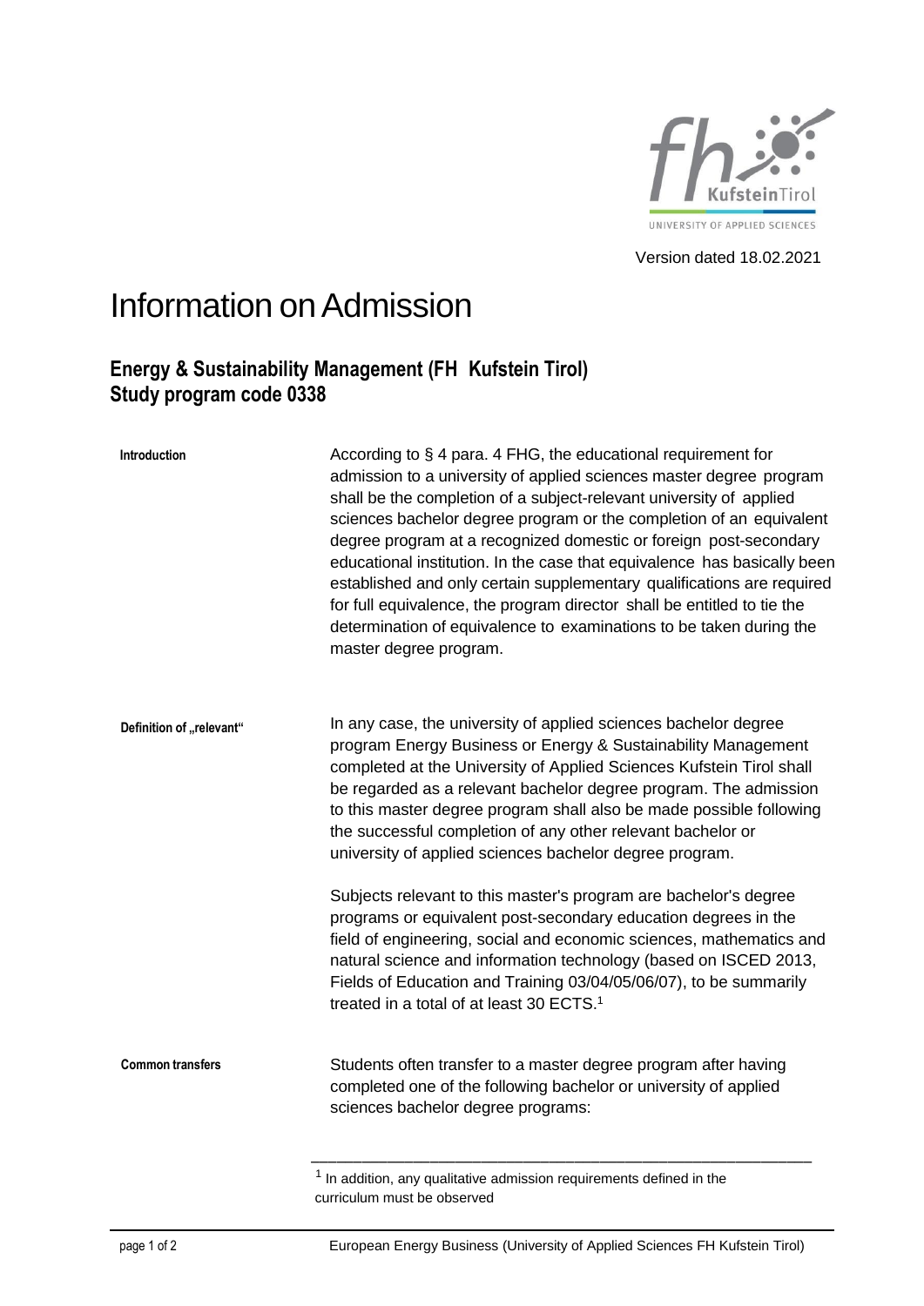Version dated 18.02.2021

# Information on Admission

## Energy & Sustainability Management (FH Kufstein Tirol)
## Study program code 0338

**Introduction**

According to § 4 para. 4 FHG, the educational requirement for admission to a university of applied sciences master degree program shall be the completion of a subject-relevant university of applied sciences bachelor degree program or the completion of an equivalent degree program at a recognized domestic or foreign post-secondary educational institution. In the case that equivalence has basically been established and only certain supplementary qualifications are required for full equivalence, the program director shall be entitled to tie the determination of equivalence to examinations to be taken during the master degree program.

**Definition of „relevant“**

In any case, the university of applied sciences bachelor degree program Energy Business or Energy & Sustainability Management completed at the University of Applied Sciences Kufstein Tirol shall be regarded as a relevant bachelor degree program. The admission to this master degree program shall also be made possible following the successful completion of any other relevant bachelor or university of applied sciences bachelor degree program.

Subjects relevant to this master's program are bachelor's degree programs or equivalent post-secondary education degrees in the field of engineering, social and economic sciences, mathematics and natural science and information technology (based on ISCED 2013, Fields of Education and Training 03/04/05/06/07), to be summarily treated in a total of at least 30 ECTS.[1]

**Common transfers**

Students often transfer to a master degree program after having completed one of the following bachelor or university of applied sciences bachelor degree programs:

---

[1] In addition, any qualitative admission requirements defined in the curriculum must be observed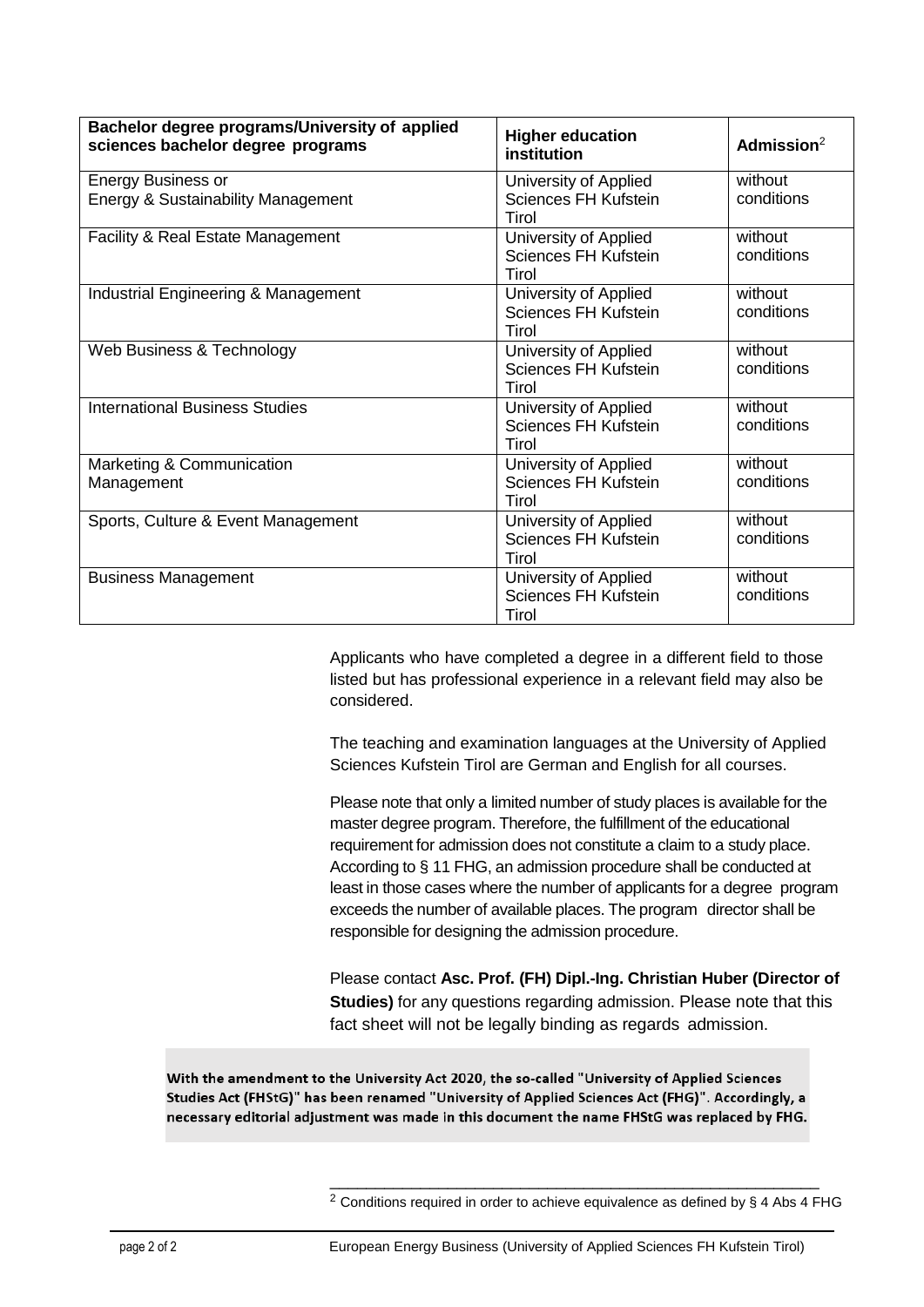| Bachelor degree programs/University of applied sciences bachelor degree programs | Higher education institution | Admission[2] |
|---|---|---|
| Energy Business or Energy & Sustainability Management | University of Applied Sciences FH Kufstein Tirol | without conditions |
| Facility & Real Estate Management | University of Applied Sciences FH Kufstein Tirol | without conditions |
| Industrial Engineering & Management | University of Applied Sciences FH Kufstein Tirol | without conditions |
| Web Business & Technology | University of Applied Sciences FH Kufstein Tirol | without conditions |
| International Business Studies | University of Applied Sciences FH Kufstein Tirol | without conditions |
| Marketing & Communication Management | University of Applied Sciences FH Kufstein Tirol | without conditions |
| Sports, Culture & Event Management | University of Applied Sciences FH Kufstein Tirol | without conditions |
| Business Management | University of Applied Sciences FH Kufstein Tirol | without conditions |

Applicants who have completed a degree in a different field to those listed but has professional experience in a relevant field may also be considered.

The teaching and examination languages at the University of Applied Sciences Kufstein Tirol are German and English for all courses.

Please note that only a limited number of study places is available for the master degree program. Therefore, the fulfillment of the educational requirement for admission does not constitute a claim to a study place. According to § 11 FHG, an admission procedure shall be conducted at least in those cases where the number of applicants for a degree program exceeds the number of available places. The program director shall be responsible for designing the admission procedure.

Please contact **Asc. Prof. (FH) Dipl.-Ing. Christian Huber (Director of Studies)** for any questions regarding admission. Please note that this fact sheet will not be legally binding as regards admission.

**With the amendment to the University Act 2020, the so-called "University of Applied Sciences Studies Act (FHStG)" has been renamed "University of Applied Sciences Act (FHG)". Accordingly, a necessary editorial adjustment was made in this document the name FHStG was replaced by FHG.**

[2] Conditions required in order to achieve equivalence as defined by § 4 Abs 4 FHG